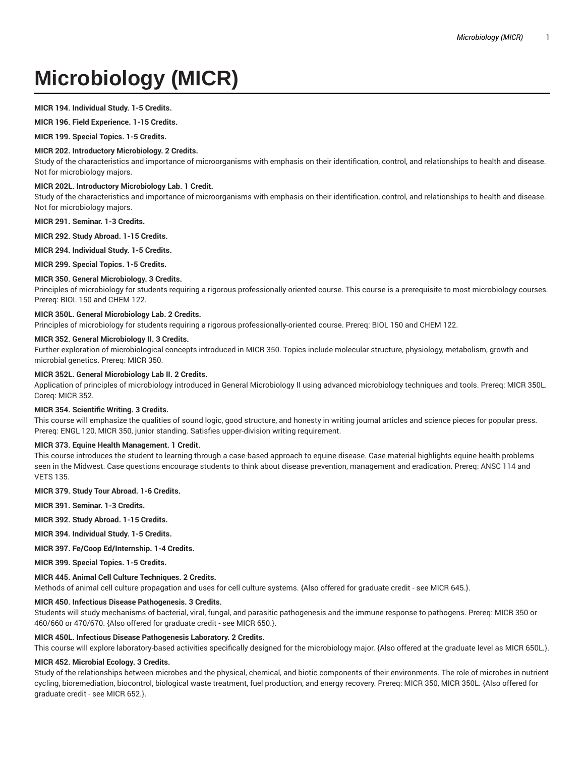# Microbiology (MICR)

**MICR 194. Individual Study. 1-5 Credits.**

**MICR 196. Field Experience. 1-15 Credits.**

**MICR 199. Special Topics. 1-5 Credits.**

**MICR 202. Introductory Microbiology. 2 Credits.**
Study of the characteristics and importance of microorganisms with emphasis on their identification, control, and relationships to health and disease. Not for microbiology majors.

**MICR 202L. Introductory Microbiology Lab. 1 Credit.**
Study of the characteristics and importance of microorganisms with emphasis on their identification, control, and relationships to health and disease. Not for microbiology majors.

**MICR 291. Seminar. 1-3 Credits.**

**MICR 292. Study Abroad. 1-15 Credits.**

**MICR 294. Individual Study. 1-5 Credits.**

**MICR 299. Special Topics. 1-5 Credits.**

**MICR 350. General Microbiology. 3 Credits.**
Principles of microbiology for students requiring a rigorous professionally oriented course. This course is a prerequisite to most microbiology courses. Prereq: BIOL 150 and CHEM 122.

**MICR 350L. General Microbiology Lab. 2 Credits.**
Principles of microbiology for students requiring a rigorous professionally-oriented course. Prereq: BIOL 150 and CHEM 122.

**MICR 352. General Microbiology II. 3 Credits.**
Further exploration of microbiological concepts introduced in MICR 350. Topics include molecular structure, physiology, metabolism, growth and microbial genetics. Prereq: MICR 350.

**MICR 352L. General Microbiology Lab II. 2 Credits.**
Application of principles of microbiology introduced in General Microbiology II using advanced microbiology techniques and tools. Prereq: MICR 350L. Coreq: MICR 352.

**MICR 354. Scientific Writing. 3 Credits.**
This course will emphasize the qualities of sound logic, good structure, and honesty in writing journal articles and science pieces for popular press. Prereq: ENGL 120, MICR 350, junior standing. Satisfies upper-division writing requirement.

**MICR 373. Equine Health Management. 1 Credit.**
This course introduces the student to learning through a case-based approach to equine disease. Case material highlights equine health problems seen in the Midwest. Case questions encourage students to think about disease prevention, management and eradication. Prereq: ANSC 114 and VETS 135.

**MICR 379. Study Tour Abroad. 1-6 Credits.**

**MICR 391. Seminar. 1-3 Credits.**

**MICR 392. Study Abroad. 1-15 Credits.**

**MICR 394. Individual Study. 1-5 Credits.**

**MICR 397. Fe/Coop Ed/Internship. 1-4 Credits.**

**MICR 399. Special Topics. 1-5 Credits.**

**MICR 445. Animal Cell Culture Techniques. 2 Credits.**
Methods of animal cell culture propagation and uses for cell culture systems. {Also offered for graduate credit - see MICR 645.}.

**MICR 450. Infectious Disease Pathogenesis. 3 Credits.**
Students will study mechanisms of bacterial, viral, fungal, and parasitic pathogenesis and the immune response to pathogens. Prereq: MICR 350 or 460/660 or 470/670. {Also offered for graduate credit - see MICR 650.}.

**MICR 450L. Infectious Disease Pathogenesis Laboratory. 2 Credits.**
This course will explore laboratory-based activities specifically designed for the microbiology major. {Also offered at the graduate level as MICR 650L.}.

**MICR 452. Microbial Ecology. 3 Credits.**
Study of the relationships between microbes and the physical, chemical, and biotic components of their environments. The role of microbes in nutrient cycling, bioremediation, biocontrol, biological waste treatment, fuel production, and energy recovery. Prereq: MICR 350, MICR 350L. {Also offered for graduate credit - see MICR 652.}.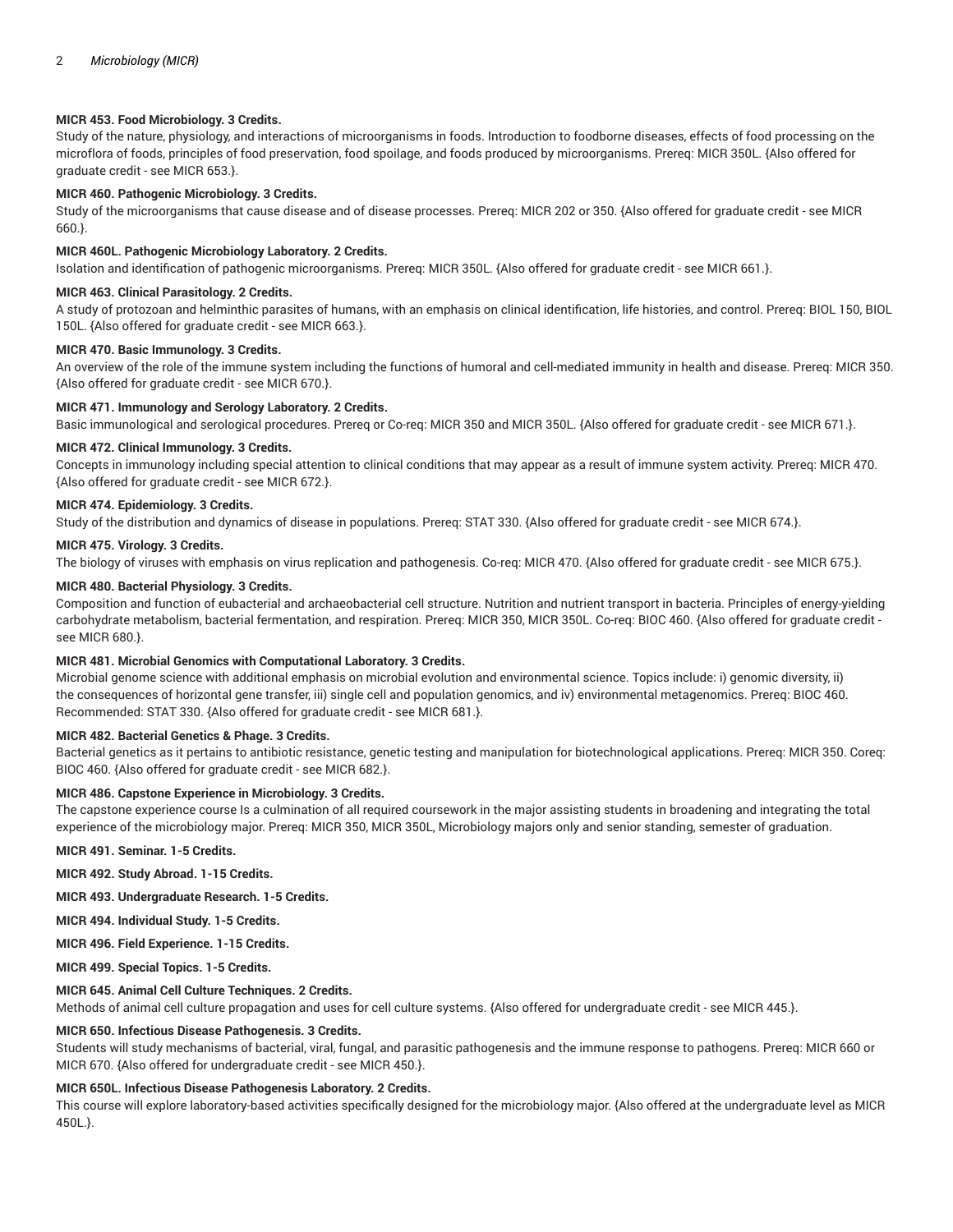**MICR 453. Food Microbiology. 3 Credits.**

Study of the nature, physiology, and interactions of microorganisms in foods. Introduction to foodborne diseases, effects of food processing on the microflora of foods, principles of food preservation, food spoilage, and foods produced by microorganisms. Prereq: MICR 350L. {Also offered for graduate credit - see MICR 653.}.

**MICR 460. Pathogenic Microbiology. 3 Credits.**

Study of the microorganisms that cause disease and of disease processes. Prereq: MICR 202 or 350. {Also offered for graduate credit - see MICR 660.}.

**MICR 460L. Pathogenic Microbiology Laboratory. 2 Credits.**

Isolation and identification of pathogenic microorganisms. Prereq: MICR 350L. {Also offered for graduate credit - see MICR 661.}.

**MICR 463. Clinical Parasitology. 2 Credits.**

A study of protozoan and helminthic parasites of humans, with an emphasis on clinical identification, life histories, and control. Prereq: BIOL 150, BIOL 150L. {Also offered for graduate credit - see MICR 663.}.

**MICR 470. Basic Immunology. 3 Credits.**

An overview of the role of the immune system including the functions of humoral and cell-mediated immunity in health and disease. Prereq: MICR 350. {Also offered for graduate credit - see MICR 670.}.

**MICR 471. Immunology and Serology Laboratory. 2 Credits.**

Basic immunological and serological procedures. Prereq or Co-req: MICR 350 and MICR 350L. {Also offered for graduate credit - see MICR 671.}.

**MICR 472. Clinical Immunology. 3 Credits.**

Concepts in immunology including special attention to clinical conditions that may appear as a result of immune system activity. Prereq: MICR 470. {Also offered for graduate credit - see MICR 672.}.

**MICR 474. Epidemiology. 3 Credits.**

Study of the distribution and dynamics of disease in populations. Prereq: STAT 330. {Also offered for graduate credit - see MICR 674.}.

**MICR 475. Virology. 3 Credits.**

The biology of viruses with emphasis on virus replication and pathogenesis. Co-req: MICR 470. {Also offered for graduate credit - see MICR 675.}.

**MICR 480. Bacterial Physiology. 3 Credits.**

Composition and function of eubacterial and archaeobacterial cell structure. Nutrition and nutrient transport in bacteria. Principles of energy-yielding carbohydrate metabolism, bacterial fermentation, and respiration. Prereq: MICR 350, MICR 350L. Co-req: BIOC 460. {Also offered for graduate credit - see MICR 680.}.

**MICR 481. Microbial Genomics with Computational Laboratory. 3 Credits.**

Microbial genome science with additional emphasis on microbial evolution and environmental science. Topics include: i) genomic diversity, ii) the consequences of horizontal gene transfer, iii) single cell and population genomics, and iv) environmental metagenomics. Prereq: BIOC 460. Recommended: STAT 330. {Also offered for graduate credit - see MICR 681.}.

**MICR 482. Bacterial Genetics & Phage. 3 Credits.**

Bacterial genetics as it pertains to antibiotic resistance, genetic testing and manipulation for biotechnological applications. Prereq: MICR 350. Coreq: BIOC 460. {Also offered for graduate credit - see MICR 682.}.

**MICR 486. Capstone Experience in Microbiology. 3 Credits.**

The capstone experience course Is a culmination of all required coursework in the major assisting students in broadening and integrating the total experience of the microbiology major. Prereq: MICR 350, MICR 350L, Microbiology majors only and senior standing, semester of graduation.

**MICR 491. Seminar. 1-5 Credits.**

**MICR 492. Study Abroad. 1-15 Credits.**

**MICR 493. Undergraduate Research. 1-5 Credits.**

**MICR 494. Individual Study. 1-5 Credits.**

**MICR 496. Field Experience. 1-15 Credits.**

**MICR 499. Special Topics. 1-5 Credits.**

**MICR 645. Animal Cell Culture Techniques. 2 Credits.**

Methods of animal cell culture propagation and uses for cell culture systems. {Also offered for undergraduate credit - see MICR 445.}.

**MICR 650. Infectious Disease Pathogenesis. 3 Credits.**

Students will study mechanisms of bacterial, viral, fungal, and parasitic pathogenesis and the immune response to pathogens. Prereq: MICR 660 or MICR 670. {Also offered for undergraduate credit - see MICR 450.}.

**MICR 650L. Infectious Disease Pathogenesis Laboratory. 2 Credits.**

This course will explore laboratory-based activities specifically designed for the microbiology major. {Also offered at the undergraduate level as MICR 450L.}.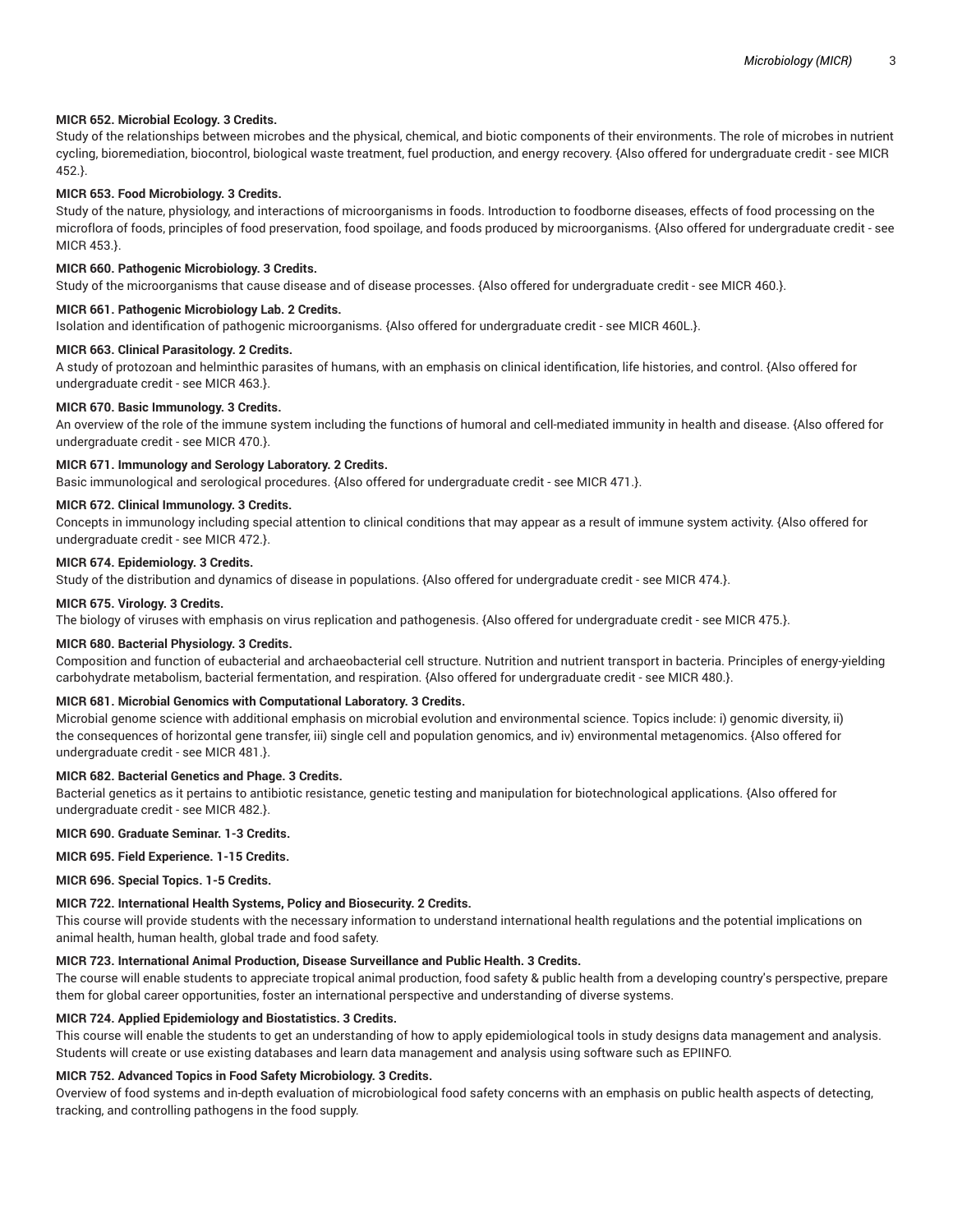**MICR 652. Microbial Ecology. 3 Credits.**
Study of the relationships between microbes and the physical, chemical, and biotic components of their environments. The role of microbes in nutrient cycling, bioremediation, biocontrol, biological waste treatment, fuel production, and energy recovery. {Also offered for undergraduate credit - see MICR 452.}.

**MICR 653. Food Microbiology. 3 Credits.**
Study of the nature, physiology, and interactions of microorganisms in foods. Introduction to foodborne diseases, effects of food processing on the microflora of foods, principles of food preservation, food spoilage, and foods produced by microorganisms. {Also offered for undergraduate credit - see MICR 453.}.

**MICR 660. Pathogenic Microbiology. 3 Credits.**
Study of the microorganisms that cause disease and of disease processes. {Also offered for undergraduate credit - see MICR 460.}.

**MICR 661. Pathogenic Microbiology Lab. 2 Credits.**
Isolation and identification of pathogenic microorganisms. {Also offered for undergraduate credit - see MICR 460L.}.

**MICR 663. Clinical Parasitology. 2 Credits.**
A study of protozoan and helminthic parasites of humans, with an emphasis on clinical identification, life histories, and control. {Also offered for undergraduate credit - see MICR 463.}.

**MICR 670. Basic Immunology. 3 Credits.**
An overview of the role of the immune system including the functions of humoral and cell-mediated immunity in health and disease. {Also offered for undergraduate credit - see MICR 470.}.

**MICR 671. Immunology and Serology Laboratory. 2 Credits.**
Basic immunological and serological procedures. {Also offered for undergraduate credit - see MICR 471.}.

**MICR 672. Clinical Immunology. 3 Credits.**
Concepts in immunology including special attention to clinical conditions that may appear as a result of immune system activity. {Also offered for undergraduate credit - see MICR 472.}.

**MICR 674. Epidemiology. 3 Credits.**
Study of the distribution and dynamics of disease in populations. {Also offered for undergraduate credit - see MICR 474.}.

**MICR 675. Virology. 3 Credits.**
The biology of viruses with emphasis on virus replication and pathogenesis. {Also offered for undergraduate credit - see MICR 475.}.

**MICR 680. Bacterial Physiology. 3 Credits.**
Composition and function of eubacterial and archaeobacterial cell structure. Nutrition and nutrient transport in bacteria. Principles of energy-yielding carbohydrate metabolism, bacterial fermentation, and respiration. {Also offered for undergraduate credit - see MICR 480.}.

**MICR 681. Microbial Genomics with Computational Laboratory. 3 Credits.**
Microbial genome science with additional emphasis on microbial evolution and environmental science. Topics include: i) genomic diversity, ii) the consequences of horizontal gene transfer, iii) single cell and population genomics, and iv) environmental metagenomics. {Also offered for undergraduate credit - see MICR 481.}.

**MICR 682. Bacterial Genetics and Phage. 3 Credits.**
Bacterial genetics as it pertains to antibiotic resistance, genetic testing and manipulation for biotechnological applications. {Also offered for undergraduate credit - see MICR 482.}.

**MICR 690. Graduate Seminar. 1-3 Credits.**

**MICR 695. Field Experience. 1-15 Credits.**

**MICR 696. Special Topics. 1-5 Credits.**

**MICR 722. International Health Systems, Policy and Biosecurity. 2 Credits.**
This course will provide students with the necessary information to understand international health regulations and the potential implications on animal health, human health, global trade and food safety.

**MICR 723. International Animal Production, Disease Surveillance and Public Health. 3 Credits.**
The course will enable students to appreciate tropical animal production, food safety & public health from a developing country's perspective, prepare them for global career opportunities, foster an international perspective and understanding of diverse systems.

**MICR 724. Applied Epidemiology and Biostatistics. 3 Credits.**
This course will enable the students to get an understanding of how to apply epidemiological tools in study designs data management and analysis. Students will create or use existing databases and learn data management and analysis using software such as EPIINFO.

**MICR 752. Advanced Topics in Food Safety Microbiology. 3 Credits.**
Overview of food systems and in-depth evaluation of microbiological food safety concerns with an emphasis on public health aspects of detecting, tracking, and controlling pathogens in the food supply.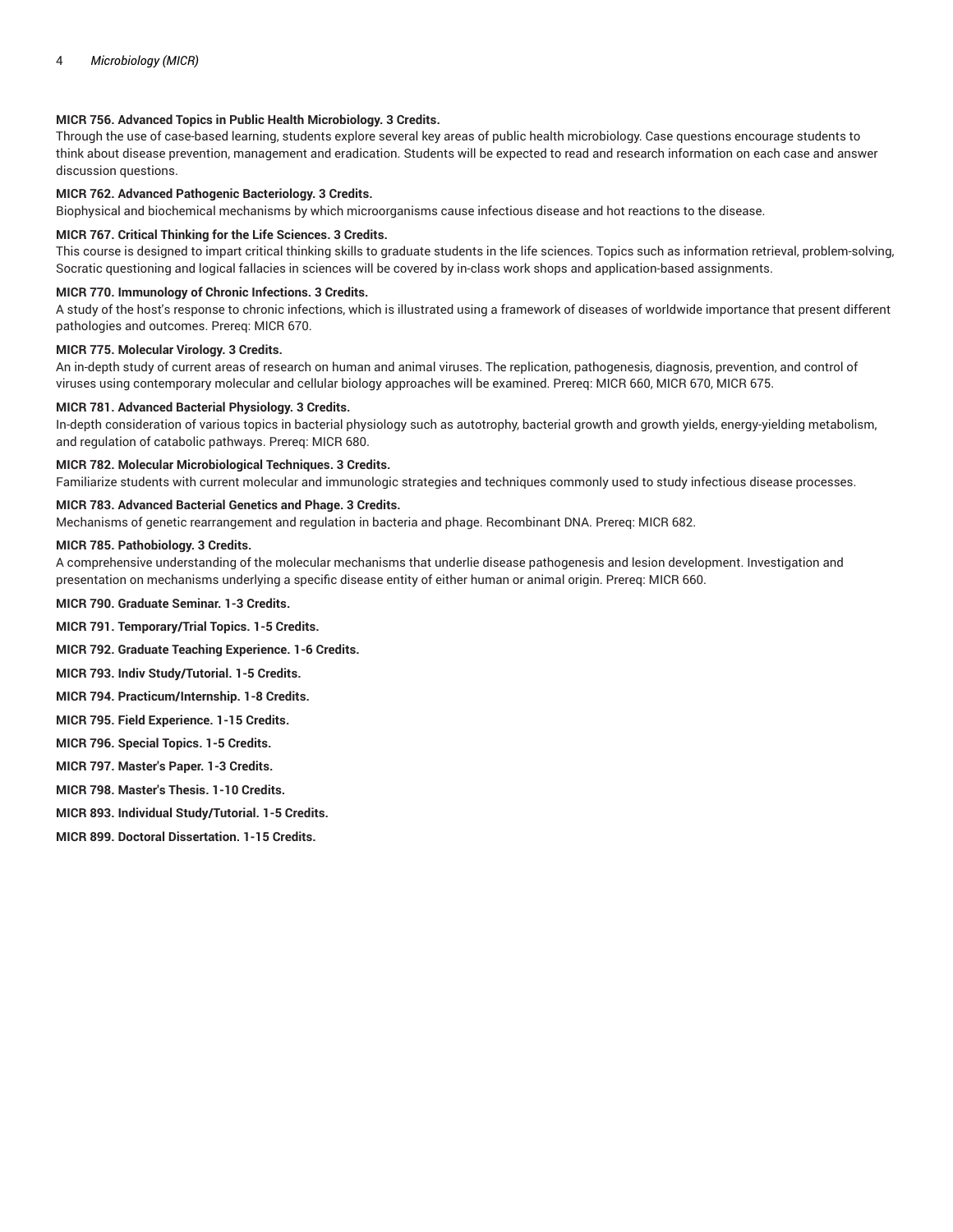**MICR 756. Advanced Topics in Public Health Microbiology. 3 Credits.**
Through the use of case-based learning, students explore several key areas of public health microbiology. Case questions encourage students to think about disease prevention, management and eradication. Students will be expected to read and research information on each case and answer discussion questions.

**MICR 762. Advanced Pathogenic Bacteriology. 3 Credits.**
Biophysical and biochemical mechanisms by which microorganisms cause infectious disease and hot reactions to the disease.

**MICR 767. Critical Thinking for the Life Sciences. 3 Credits.**
This course is designed to impart critical thinking skills to graduate students in the life sciences. Topics such as information retrieval, problem-solving, Socratic questioning and logical fallacies in sciences will be covered by in-class work shops and application-based assignments.

**MICR 770. Immunology of Chronic Infections. 3 Credits.**
A study of the host's response to chronic infections, which is illustrated using a framework of diseases of worldwide importance that present different pathologies and outcomes. Prereq: MICR 670.

**MICR 775. Molecular Virology. 3 Credits.**
An in-depth study of current areas of research on human and animal viruses. The replication, pathogenesis, diagnosis, prevention, and control of viruses using contemporary molecular and cellular biology approaches will be examined. Prereq: MICR 660, MICR 670, MICR 675.

**MICR 781. Advanced Bacterial Physiology. 3 Credits.**
In-depth consideration of various topics in bacterial physiology such as autotrophy, bacterial growth and growth yields, energy-yielding metabolism, and regulation of catabolic pathways. Prereq: MICR 680.

**MICR 782. Molecular Microbiological Techniques. 3 Credits.**
Familiarize students with current molecular and immunologic strategies and techniques commonly used to study infectious disease processes.

**MICR 783. Advanced Bacterial Genetics and Phage. 3 Credits.**
Mechanisms of genetic rearrangement and regulation in bacteria and phage. Recombinant DNA. Prereq: MICR 682.

**MICR 785. Pathobiology. 3 Credits.**
A comprehensive understanding of the molecular mechanisms that underlie disease pathogenesis and lesion development. Investigation and presentation on mechanisms underlying a specific disease entity of either human or animal origin. Prereq: MICR 660.

**MICR 790. Graduate Seminar. 1-3 Credits.**

**MICR 791. Temporary/Trial Topics. 1-5 Credits.**

**MICR 792. Graduate Teaching Experience. 1-6 Credits.**

**MICR 793. Indiv Study/Tutorial. 1-5 Credits.**

**MICR 794. Practicum/Internship. 1-8 Credits.**

**MICR 795. Field Experience. 1-15 Credits.**

**MICR 796. Special Topics. 1-5 Credits.**

**MICR 797. Master's Paper. 1-3 Credits.**

**MICR 798. Master's Thesis. 1-10 Credits.**

**MICR 893. Individual Study/Tutorial. 1-5 Credits.**

**MICR 899. Doctoral Dissertation. 1-15 Credits.**